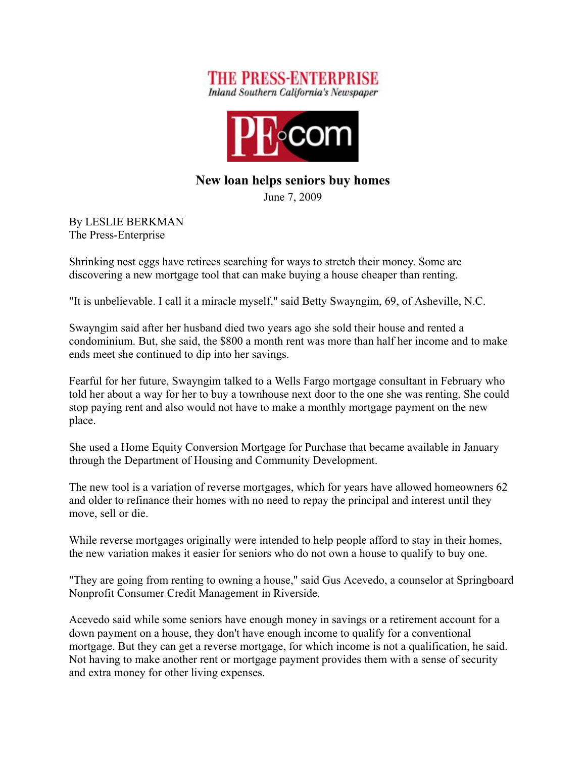**THE PRESS-ENTERPRISE**
*Inland Southern California's Newspaper*

PE.com

# New loan helps seniors buy homes

June 7, 2009

By LESLIE BERKMAN
The Press-Enterprise

Shrinking nest eggs have retirees searching for ways to stretch their money. Some are discovering a new mortgage tool that can make buying a house cheaper than renting.

"It is unbelievable. I call it a miracle myself," said Betty Swayngim, 69, of Asheville, N.C.

Swayngim said after her husband died two years ago she sold their house and rented a condominium. But, she said, the $800 a month rent was more than half her income and to make ends meet she continued to dip into her savings.

Fearful for her future, Swayngim talked to a Wells Fargo mortgage consultant in February who told her about a way for her to buy a townhouse next door to the one she was renting. She could stop paying rent and also would not have to make a monthly mortgage payment on the new place.

She used a Home Equity Conversion Mortgage for Purchase that became available in January through the Department of Housing and Community Development.

The new tool is a variation of reverse mortgages, which for years have allowed homeowners 62 and older to refinance their homes with no need to repay the principal and interest until they move, sell or die.

While reverse mortgages originally were intended to help people afford to stay in their homes, the new variation makes it easier for seniors who do not own a house to qualify to buy one.

"They are going from renting to owning a house," said Gus Acevedo, a counselor at Springboard Nonprofit Consumer Credit Management in Riverside.

Acevedo said while some seniors have enough money in savings or a retirement account for a down payment on a house, they don't have enough income to qualify for a conventional mortgage. But they can get a reverse mortgage, for which income is not a qualification, he said. Not having to make another rent or mortgage payment provides them with a sense of security and extra money for other living expenses.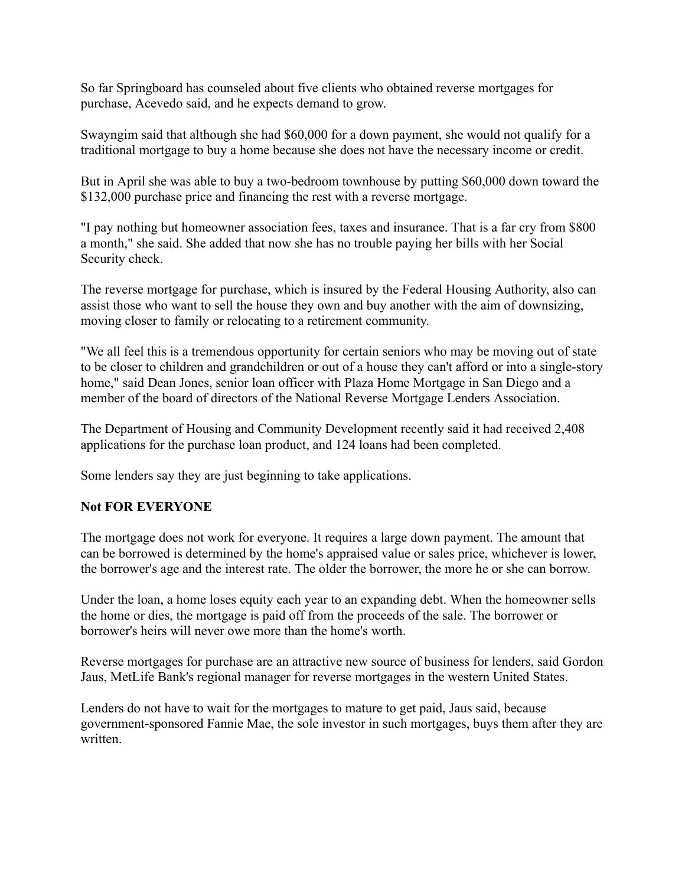So far Springboard has counseled about five clients who obtained reverse mortgages for purchase, Acevedo said, and he expects demand to grow.

Swayngim said that although she had $60,000 for a down payment, she would not qualify for a traditional mortgage to buy a home because she does not have the necessary income or credit.

But in April she was able to buy a two-bedroom townhouse by putting $60,000 down toward the $132,000 purchase price and financing the rest with a reverse mortgage.

"I pay nothing but homeowner association fees, taxes and insurance. That is a far cry from $800 a month," she said. She added that now she has no trouble paying her bills with her Social Security check.

The reverse mortgage for purchase, which is insured by the Federal Housing Authority, also can assist those who want to sell the house they own and buy another with the aim of downsizing, moving closer to family or relocating to a retirement community.

"We all feel this is a tremendous opportunity for certain seniors who may be moving out of state to be closer to children and grandchildren or out of a house they can't afford or into a single-story home," said Dean Jones, senior loan officer with Plaza Home Mortgage in San Diego and a member of the board of directors of the National Reverse Mortgage Lenders Association.

The Department of Housing and Community Development recently said it had received 2,408 applications for the purchase loan product, and 124 loans had been completed.

Some lenders say they are just beginning to take applications.

**Not FOR EVERYONE**

The mortgage does not work for everyone. It requires a large down payment. The amount that can be borrowed is determined by the home's appraised value or sales price, whichever is lower, the borrower's age and the interest rate. The older the borrower, the more he or she can borrow.

Under the loan, a home loses equity each year to an expanding debt. When the homeowner sells the home or dies, the mortgage is paid off from the proceeds of the sale. The borrower or borrower's heirs will never owe more than the home's worth.

Reverse mortgages for purchase are an attractive new source of business for lenders, said Gordon Jaus, MetLife Bank's regional manager for reverse mortgages in the western United States.

Lenders do not have to wait for the mortgages to mature to get paid, Jaus said, because government-sponsored Fannie Mae, the sole investor in such mortgages, buys them after they are written.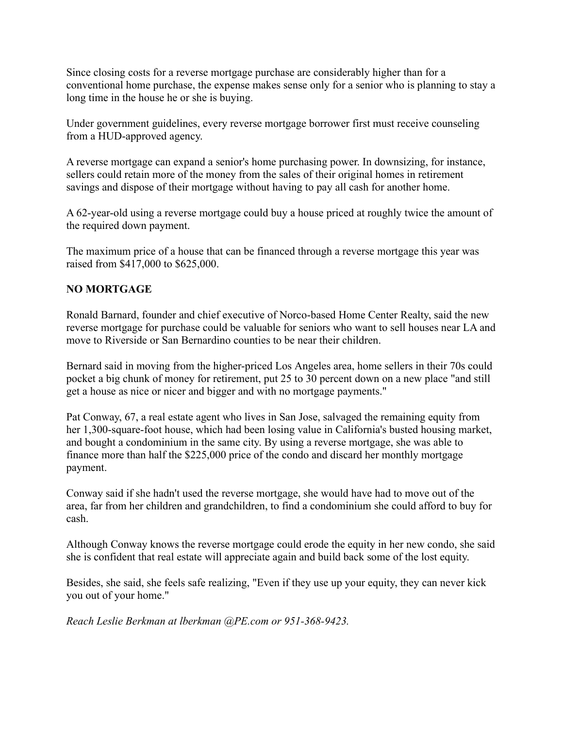Since closing costs for a reverse mortgage purchase are considerably higher than for a conventional home purchase, the expense makes sense only for a senior who is planning to stay a long time in the house he or she is buying.

Under government guidelines, every reverse mortgage borrower first must receive counseling from a HUD-approved agency.

A reverse mortgage can expand a senior's home purchasing power. In downsizing, for instance, sellers could retain more of the money from the sales of their original homes in retirement savings and dispose of their mortgage without having to pay all cash for another home.

A 62-year-old using a reverse mortgage could buy a house priced at roughly twice the amount of the required down payment.

The maximum price of a house that can be financed through a reverse mortgage this year was raised from $417,000 to $625,000.

**NO MORTGAGE**

Ronald Barnard, founder and chief executive of Norco-based Home Center Realty, said the new reverse mortgage for purchase could be valuable for seniors who want to sell houses near LA and move to Riverside or San Bernardino counties to be near their children.

Bernard said in moving from the higher-priced Los Angeles area, home sellers in their 70s could pocket a big chunk of money for retirement, put 25 to 30 percent down on a new place "and still get a house as nice or nicer and bigger and with no mortgage payments."

Pat Conway, 67, a real estate agent who lives in San Jose, salvaged the remaining equity from her 1,300-square-foot house, which had been losing value in California's busted housing market, and bought a condominium in the same city. By using a reverse mortgage, she was able to finance more than half the $225,000 price of the condo and discard her monthly mortgage payment.

Conway said if she hadn't used the reverse mortgage, she would have had to move out of the area, far from her children and grandchildren, to find a condominium she could afford to buy for cash.

Although Conway knows the reverse mortgage could erode the equity in her new condo, she said she is confident that real estate will appreciate again and build back some of the lost equity.

Besides, she said, she feels safe realizing, "Even if they use up your equity, they can never kick you out of your home."

*Reach Leslie Berkman at lberkman @PE.com or 951-368-9423.*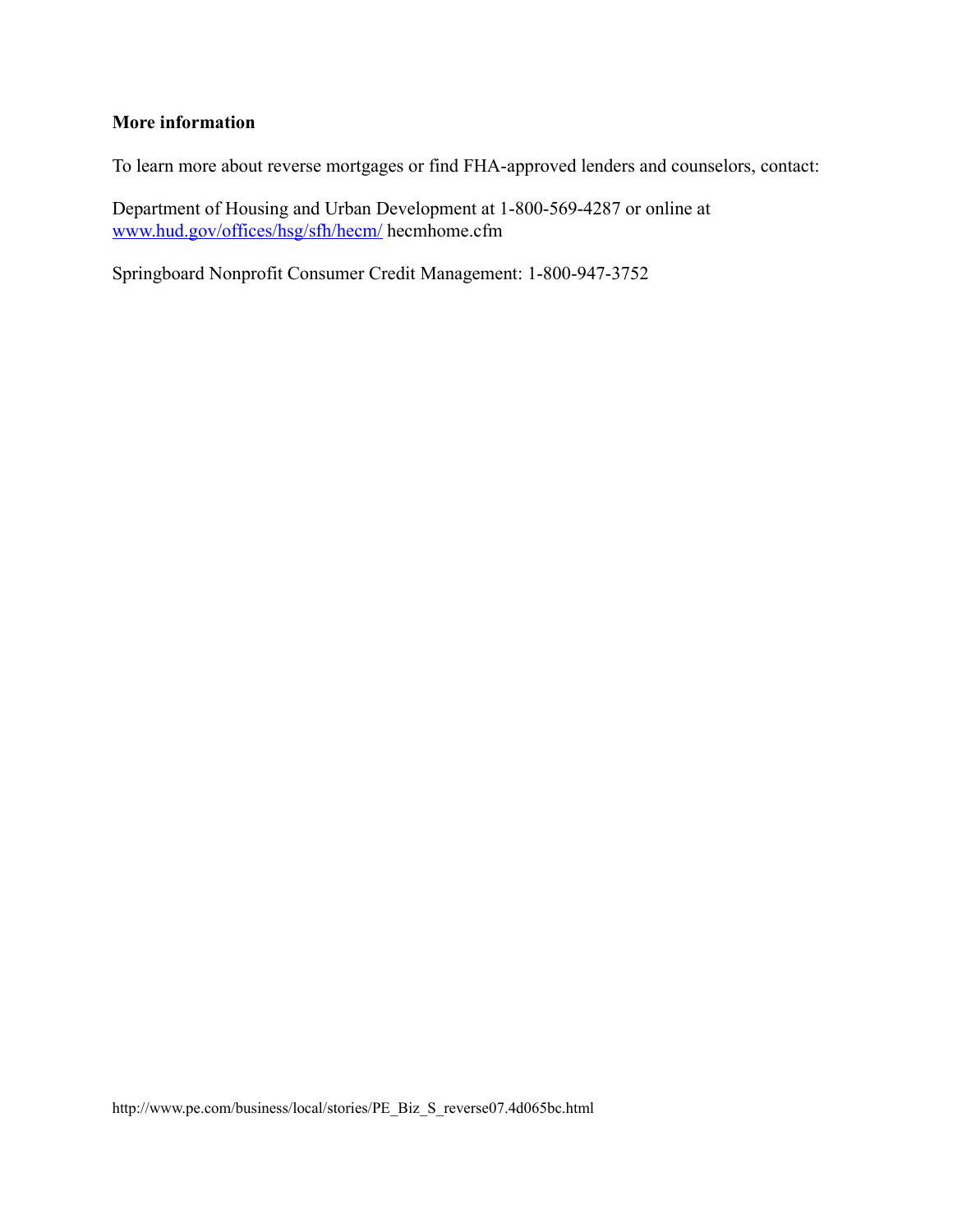**More information**

To learn more about reverse mortgages or find FHA-approved lenders and counselors, contact:

Department of Housing and Urban Development at 1-800-569-4287 or online at www.hud.gov/offices/hsg/sfh/hecm/ hecmhome.cfm

Springboard Nonprofit Consumer Credit Management: 1-800-947-3752

http://www.pe.com/business/local/stories/PE_Biz_S_reverse07.4d065bc.html